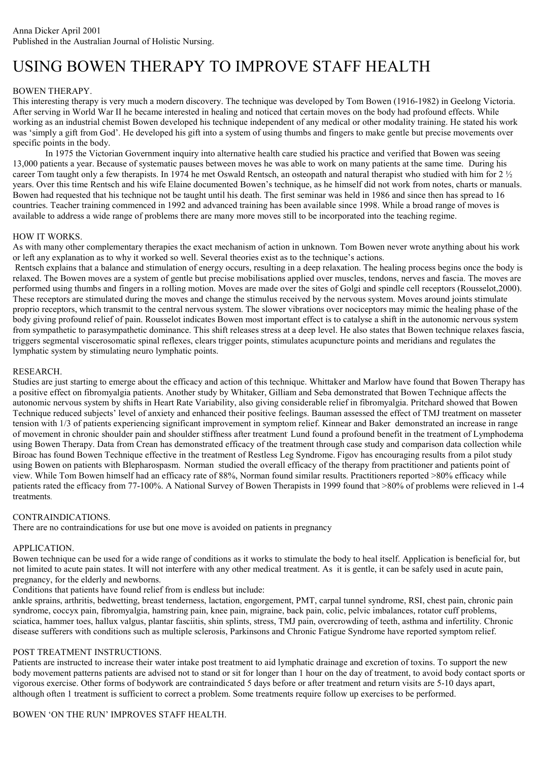Anna Dicker April 2001
Published in the Australian Journal of Holistic Nursing.

# USING BOWEN THERAPY TO IMPROVE STAFF HEALTH

## BOWEN THERAPY.

This interesting therapy is very much a modern discovery. The technique was developed by Tom Bowen (1916-1982) in Geelong Victoria. After serving in World War II he became interested in healing and noticed that certain moves on the body had profound effects. While working as an industrial chemist Bowen developed his technique independent of any medical or other modality training. He stated his work was 'simply a gift from God'. He developed his gift into a system of using thumbs and fingers to make gentle but precise movements over specific points in the body.

In 1975 the Victorian Government inquiry into alternative health care studied his practice and verified that Bowen was seeing 13,000 patients a year. Because of systematic pauses between moves he was able to work on many patients at the same time. During his career Tom taught only a few therapists. In 1974 he met Oswald Rentsch, an osteopath and natural therapist who studied with him for 2 ½ years. Over this time Rentsch and his wife Elaine documented Bowen's technique, as he himself did not work from notes, charts or manuals. Bowen had requested that his technique not be taught until his death. The first seminar was held in 1986 and since then has spread to 16 countries. Teacher training commenced in 1992 and advanced training has been available since 1998. While a broad range of moves is available to address a wide range of problems there are many more moves still to be incorporated into the teaching regime.

## HOW IT WORKS.

As with many other complementary therapies the exact mechanism of action in unknown. Tom Bowen never wrote anything about his work or left any explanation as to why it worked so well. Several theories exist as to the technique's actions.

Rentsch explains that a balance and stimulation of energy occurs, resulting in a deep relaxation. The healing process begins once the body is relaxed. The Bowen moves are a system of gentle but precise mobilisations applied over muscles, tendons, nerves and fascia. The moves are performed using thumbs and fingers in a rolling motion. Moves are made over the sites of Golgi and spindle cell receptors (Rousselot,2000). These receptors are stimulated during the moves and change the stimulus received by the nervous system. Moves around joints stimulate proprio receptors, which transmit to the central nervous system. The slower vibrations over nociceptors may mimic the healing phase of the body giving profound relief of pain. Rousselot indicates Bowen most important effect is to catalyse a shift in the autonomic nervous system from sympathetic to parasympathetic dominance. This shift releases stress at a deep level. He also states that Bowen technique relaxes fascia, triggers segmental viscerosomatic spinal reflexes, clears trigger points, stimulates acupuncture points and meridians and regulates the lymphatic system by stimulating neuro lymphatic points.

## RESEARCH.

Studies are just starting to emerge about the efficacy and action of this technique. Whittaker and Marlow have found that Bowen Therapy has a positive effect on fibromyalgia patients. Another study by Whitaker, Gilliam and Seba demonstrated that Bowen Technique affects the autonomic nervous system by shifts in Heart Rate Variability, also giving considerable relief in fibromyalgia. Pritchard showed that Bowen Technique reduced subjects' level of anxiety and enhanced their positive feelings. Bauman assessed the effect of TMJ treatment on masseter tension with 1/3 of patients experiencing significant improvement in symptom relief. Kinnear and Baker demonstrated an increase in range of movement in chronic shoulder pain and shoulder stiffness after treatment. Lund found a profound benefit in the treatment of Lymphodema using Bowen Therapy. Data from Crean has demonstrated efficacy of the treatment through case study and comparison data collection while Biroac has found Bowen Technique effective in the treatment of Restless Leg Syndrome. Figov has encouraging results from a pilot study using Bowen on patients with Blepharospasm. Norman studied the overall efficacy of the therapy from practitioner and patients point of view. While Tom Bowen himself had an efficacy rate of 88%, Norman found similar results. Practitioners reported >80% efficacy while patients rated the efficacy from 77-100%. A National Survey of Bowen Therapists in 1999 found that >80% of problems were relieved in 1-4 treatments.

## CONTRAINDICATIONS.

There are no contraindications for use but one move is avoided on patients in pregnancy

## APPLICATION.

Bowen technique can be used for a wide range of conditions as it works to stimulate the body to heal itself. Application is beneficial for, but not limited to acute pain states. It will not interfere with any other medical treatment. As it is gentle, it can be safely used in acute pain, pregnancy, for the elderly and newborns.

Conditions that patients have found relief from is endless but include:

ankle sprains, arthritis, bedwetting, breast tenderness, lactation, engorgement, PMT, carpal tunnel syndrome, RSI, chest pain, chronic pain syndrome, coccyx pain, fibromyalgia, hamstring pain, knee pain, migraine, back pain, colic, pelvic imbalances, rotator cuff problems, sciatica, hammer toes, hallux valgus, plantar fasciitis, shin splints, stress, TMJ pain, overcrowding of teeth, asthma and infertility. Chronic disease sufferers with conditions such as multiple sclerosis, Parkinsons and Chronic Fatigue Syndrome have reported symptom relief.

## POST TREATMENT INSTRUCTIONS.

Patients are instructed to increase their water intake post treatment to aid lymphatic drainage and excretion of toxins. To support the new body movement patterns patients are advised not to stand or sit for longer than 1 hour on the day of treatment, to avoid body contact sports or vigorous exercise. Other forms of bodywork are contraindicated 5 days before or after treatment and return visits are 5-10 days apart, although often 1 treatment is sufficient to correct a problem. Some treatments require follow up exercises to be performed.

## BOWEN 'ON THE RUN' IMPROVES STAFF HEALTH.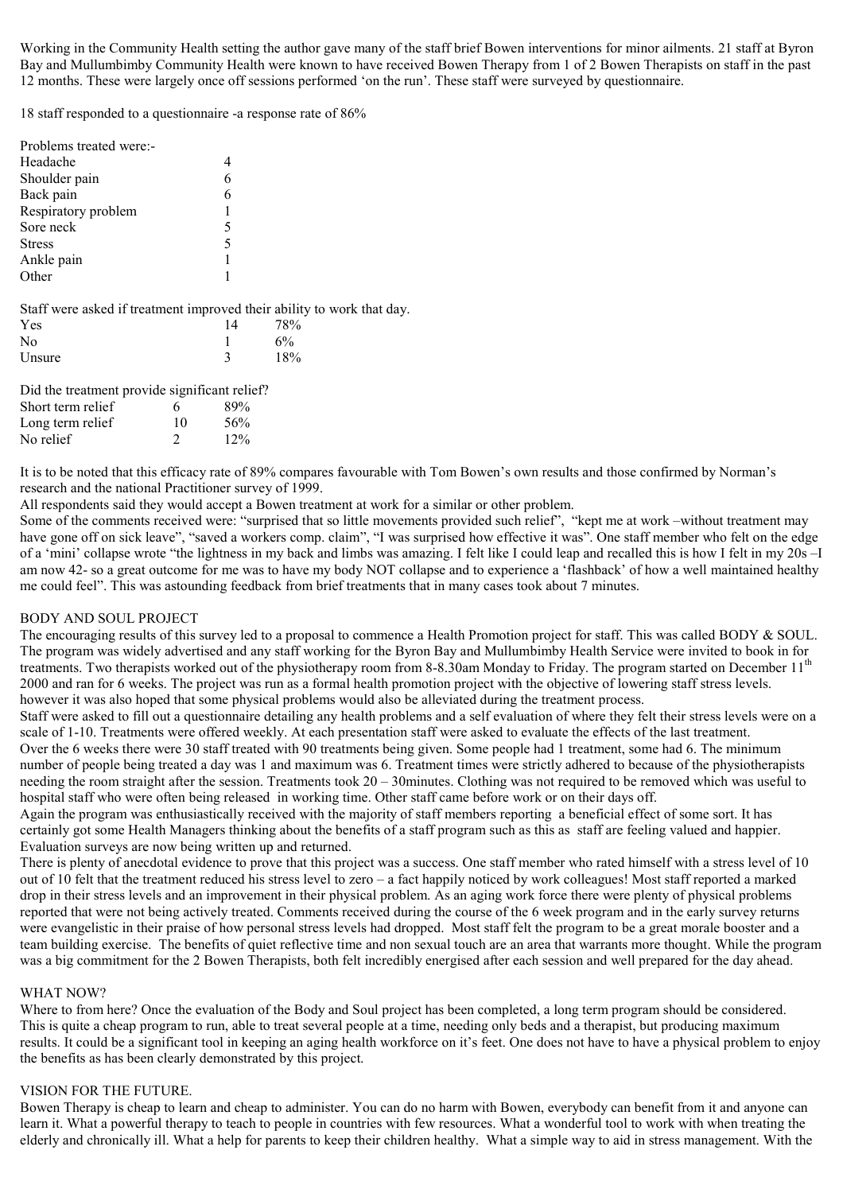Working in the Community Health setting the author gave many of the staff brief Bowen interventions for minor ailments. 21 staff at Byron Bay and Mullumbimby Community Health were known to have received Bowen Therapy from 1 of 2 Bowen Therapists on staff in the past 12 months. These were largely once off sessions performed 'on the run'. These staff were surveyed by questionnaire.

18 staff responded to a questionnaire -a response rate of 86%

Problems treated were:-

| | |
|---|---|
| Headache | 4 |
| Shoulder pain | 6 |
| Back pain | 6 |
| Respiratory problem | 1 |
| Sore neck | 5 |
| Stress | 5 |
| Ankle pain | 1 |
| Other | 1 |

Staff were asked if treatment improved their ability to work that day.

| | | |
|---|---|---|
| Yes | 14 | 78% |
| No | 1 | 6% |
| Unsure | 3 | 18% |

Did the treatment provide significant relief?

| | | |
|---|---|---|
| Short term relief | 6 | 89% |
| Long term relief | 10 | 56% |
| No relief | 2 | 12% |

It is to be noted that this efficacy rate of 89% compares favourable with Tom Bowen's own results and those confirmed by Norman's research and the national Practitioner survey of 1999.

All respondents said they would accept a Bowen treatment at work for a similar or other problem.

Some of the comments received were: "surprised that so little movements provided such relief", "kept me at work –without treatment may have gone off on sick leave", "saved a workers comp. claim", "I was surprised how effective it was". One staff member who felt on the edge of a 'mini' collapse wrote "the lightness in my back and limbs was amazing. I felt like I could leap and recalled this is how I felt in my 20s –I am now 42- so a great outcome for me was to have my body NOT collapse and to experience a 'flashback' of how a well maintained healthy me could feel". This was astounding feedback from brief treatments that in many cases took about 7 minutes.

## BODY AND SOUL PROJECT

The encouraging results of this survey led to a proposal to commence a Health Promotion project for staff. This was called BODY & SOUL. The program was widely advertised and any staff working for the Byron Bay and Mullumbimby Health Service were invited to book in for treatments. Two therapists worked out of the physiotherapy room from 8-8.30am Monday to Friday. The program started on December 11th 2000 and ran for 6 weeks. The project was run as a formal health promotion project with the objective of lowering staff stress levels. however it was also hoped that some physical problems would also be alleviated during the treatment process.

Staff were asked to fill out a questionnaire detailing any health problems and a self evaluation of where they felt their stress levels were on a scale of 1-10. Treatments were offered weekly. At each presentation staff were asked to evaluate the effects of the last treatment.

Over the 6 weeks there were 30 staff treated with 90 treatments being given. Some people had 1 treatment, some had 6. The minimum number of people being treated a day was 1 and maximum was 6. Treatment times were strictly adhered to because of the physiotherapists needing the room straight after the session. Treatments took 20 – 30minutes. Clothing was not required to be removed which was useful to hospital staff who were often being released in working time. Other staff came before work or on their days off.

Again the program was enthusiastically received with the majority of staff members reporting a beneficial effect of some sort. It has certainly got some Health Managers thinking about the benefits of a staff program such as this as staff are feeling valued and happier. Evaluation surveys are now being written up and returned.

There is plenty of anecdotal evidence to prove that this project was a success. One staff member who rated himself with a stress level of 10 out of 10 felt that the treatment reduced his stress level to zero – a fact happily noticed by work colleagues! Most staff reported a marked drop in their stress levels and an improvement in their physical problem. As an aging work force there were plenty of physical problems reported that were not being actively treated. Comments received during the course of the 6 week program and in the early survey returns were evangelistic in their praise of how personal stress levels had dropped. Most staff felt the program to be a great morale booster and a team building exercise. The benefits of quiet reflective time and non sexual touch are an area that warrants more thought. While the program was a big commitment for the 2 Bowen Therapists, both felt incredibly energised after each session and well prepared for the day ahead.

## WHAT NOW?

Where to from here? Once the evaluation of the Body and Soul project has been completed, a long term program should be considered. This is quite a cheap program to run, able to treat several people at a time, needing only beds and a therapist, but producing maximum results. It could be a significant tool in keeping an aging health workforce on it's feet. One does not have to have a physical problem to enjoy the benefits as has been clearly demonstrated by this project.

## VISION FOR THE FUTURE.

Bowen Therapy is cheap to learn and cheap to administer. You can do no harm with Bowen, everybody can benefit from it and anyone can learn it. What a powerful therapy to teach to people in countries with few resources. What a wonderful tool to work with when treating the elderly and chronically ill. What a help for parents to keep their children healthy. What a simple way to aid in stress management. With the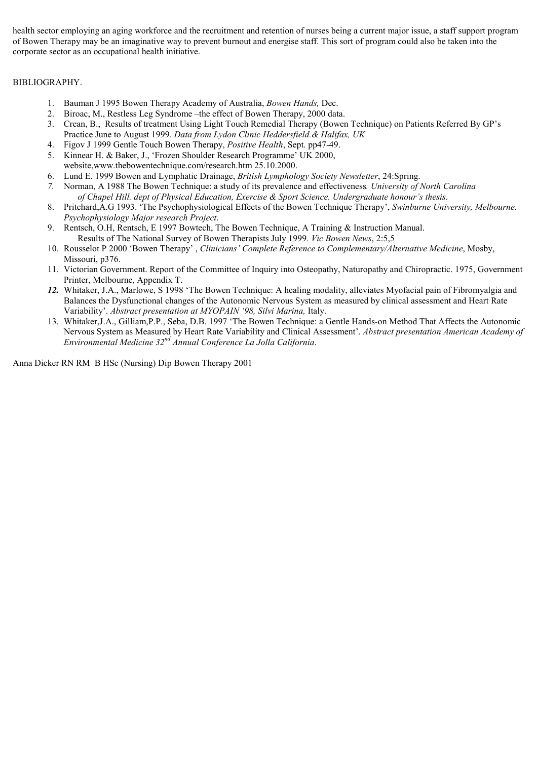health sector employing an aging workforce and the recruitment and retention of nurses being a current major issue, a staff support program of Bowen Therapy may be an imaginative way to prevent burnout and energise staff. This sort of program could also be taken into the corporate sector as an occupational health initiative.

BIBLIOGRAPHY.

1. Bauman J 1995 Bowen Therapy Academy of Australia, *Bowen Hands,* Dec.
2. Biroac, M., Restless Leg Syndrome –the effect of Bowen Therapy, 2000 data.
3. Crean, B., Results of treatment Using Light Touch Remedial Therapy (Bowen Technique) on Patients Referred By GP's Practice June to August 1999. *Data from Lydon Clinic Heddersfield.& Halifax, UK*
4. Figov J 1999 Gentle Touch Bowen Therapy, *Positive Health*, Sept. pp47-49.
5. Kinnear H. & Baker, J., 'Frozen Shoulder Research Programme' UK 2000, website,www.thebowentechnique.com/research.htm 25.10.2000.
6. Lund E. 1999 Bowen and Lymphatic Drainage, *British Lymphology Society Newsletter*, 24:Spring.
7. Norman, A 1988 The Bowen Technique: a study of its prevalence and effectiveness*. University of North Carolina of Chapel Hill. dept of Physical Education, Exercise & Sport Science. Undergraduate honour's thesis*.
8. Pritchard,A.G 1993. 'The Psychophysiological Effects of the Bowen Technique Therapy', *Swinburne University, Melbourne. Psychophysiology Major research Project*.
9. Rentsch, O.H, Rentsch, E 1997 Bowtech, The Bowen Technique, A Training & Instruction Manual. Results of The National Survey of Bowen Therapists July 1999*. Vic Bowen News*, 2:5,5
10. Rousselot P 2000 'Bowen Therapy' , *Clinicians' Complete Reference to Complementary/Alternative Medicine*, Mosby, Missouri, p376.
11. Victorian Government. Report of the Committee of Inquiry into Osteopathy, Naturopathy and Chiropractic. 1975, Government Printer, Melbourne, Appendix T.
12. Whitaker, J.A., Marlowe, S 1998 'The Bowen Technique: A healing modality, alleviates Myofacial pain of Fibromyalgia and Balances the Dysfunctional changes of the Autonomic Nervous System as measured by clinical assessment and Heart Rate Variability'. *Abstract presentation at MYOPAIN '98, Silvi Marina,* Italy.
13. Whitaker,J.A., Gilliam,P.P., Seba, D.B. 1997 'The Bowen Technique: a Gentle Hands-on Method That Affects the Autonomic Nervous System as Measured by Heart Rate Variability and Clinical Assessment'. *Abstract presentation American Academy of Environmental Medicine 32nd Annual Conference La Jolla California*.

Anna Dicker RN RM B HSc (Nursing) Dip Bowen Therapy 2001